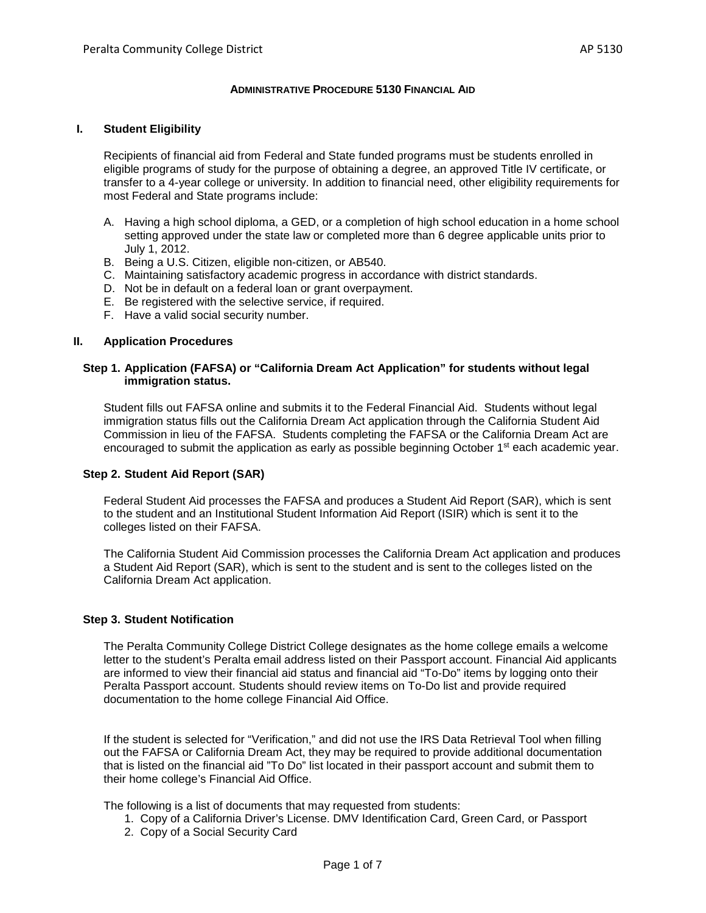# ADMINISTRATIVE PROCEDURE 5130 FINANCIAL AID

## I. Student Eligibility

Recipients of financial aid from Federal and State funded programs must be students enrolled in eligible programs of study for the purpose of obtaining a degree, an approved Title IV certificate, or transfer to a 4-year college or university. In addition to financial need, other eligibility requirements for most Federal and State programs include:

A. Having a high school diploma, a GED, or a completion of high school education in a home school setting approved under the state law or completed more than 6 degree applicable units prior to July 1, 2012.
B. Being a U.S. Citizen, eligible non-citizen, or AB540.
C. Maintaining satisfactory academic progress in accordance with district standards.
D. Not be in default on a federal loan or grant overpayment.
E. Be registered with the selective service, if required.
F. Have a valid social security number.

## II. Application Procedures

### Step 1. Application (FAFSA) or "California Dream Act Application" for students without legal immigration status.

Student fills out FAFSA online and submits it to the Federal Financial Aid. Students without legal immigration status fills out the California Dream Act application through the California Student Aid Commission in lieu of the FAFSA. Students completing the FAFSA or the California Dream Act are encouraged to submit the application as early as possible beginning October 1st each academic year.

### Step 2. Student Aid Report (SAR)

Federal Student Aid processes the FAFSA and produces a Student Aid Report (SAR), which is sent to the student and an Institutional Student Information Aid Report (ISIR) which is sent it to the colleges listed on their FAFSA.

The California Student Aid Commission processes the California Dream Act application and produces a Student Aid Report (SAR), which is sent to the student and is sent to the colleges listed on the California Dream Act application.

### Step 3. Student Notification

The Peralta Community College District College designates as the home college emails a welcome letter to the student's Peralta email address listed on their Passport account. Financial Aid applicants are informed to view their financial aid status and financial aid "To-Do" items by logging onto their Peralta Passport account. Students should review items on To-Do list and provide required documentation to the home college Financial Aid Office.

If the student is selected for "Verification," and did not use the IRS Data Retrieval Tool when filling out the FAFSA or California Dream Act, they may be required to provide additional documentation that is listed on the financial aid "To Do" list located in their passport account and submit them to their home college's Financial Aid Office.

The following is a list of documents that may requested from students:

1. Copy of a California Driver's License. DMV Identification Card, Green Card, or Passport
2. Copy of a Social Security Card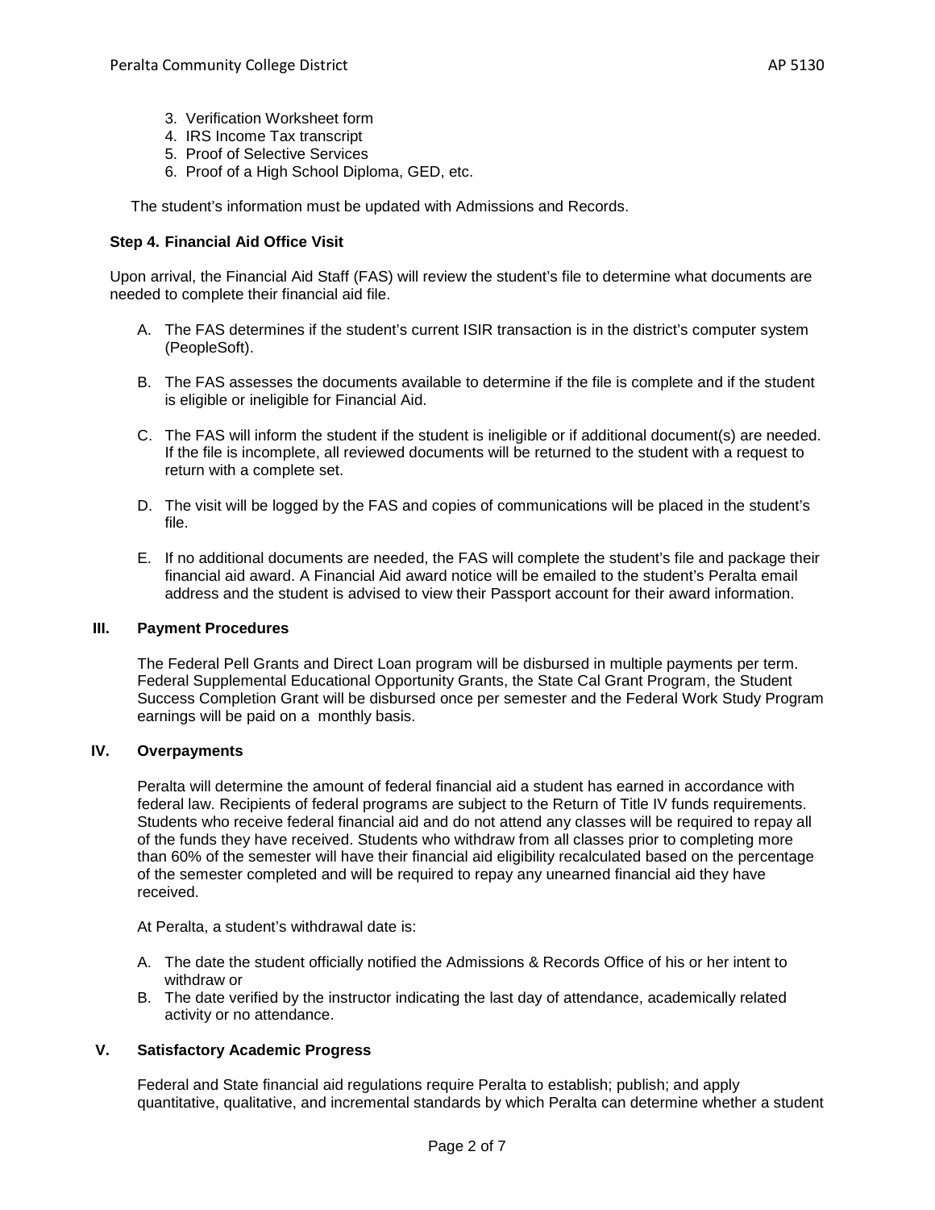3. Verification Worksheet form
4. IRS Income Tax transcript
5. Proof of Selective Services
6. Proof of a High School Diploma, GED, etc.

The student's information must be updated with Admissions and Records.

**Step 4. Financial Aid Office Visit**

Upon arrival, the Financial Aid Staff (FAS) will review the student's file to determine what documents are needed to complete their financial aid file.

A. The FAS determines if the student's current ISIR transaction is in the district's computer system (PeopleSoft).

B. The FAS assesses the documents available to determine if the file is complete and if the student is eligible or ineligible for Financial Aid.

C. The FAS will inform the student if the student is ineligible or if additional document(s) are needed. If the file is incomplete, all reviewed documents will be returned to the student with a request to return with a complete set.

D. The visit will be logged by the FAS and copies of communications will be placed in the student's file.

E. If no additional documents are needed, the FAS will complete the student's file and package their financial aid award. A Financial Aid award notice will be emailed to the student's Peralta email address and the student is advised to view their Passport account for their award information.

## III. Payment Procedures

The Federal Pell Grants and Direct Loan program will be disbursed in multiple payments per term. Federal Supplemental Educational Opportunity Grants, the State Cal Grant Program, the Student Success Completion Grant will be disbursed once per semester and the Federal Work Study Program earnings will be paid on a monthly basis.

## IV. Overpayments

Peralta will determine the amount of federal financial aid a student has earned in accordance with federal law. Recipients of federal programs are subject to the Return of Title IV funds requirements. Students who receive federal financial aid and do not attend any classes will be required to repay all of the funds they have received. Students who withdraw from all classes prior to completing more than 60% of the semester will have their financial aid eligibility recalculated based on the percentage of the semester completed and will be required to repay any unearned financial aid they have received.

At Peralta, a student's withdrawal date is:

A. The date the student officially notified the Admissions & Records Office of his or her intent to withdraw or
B. The date verified by the instructor indicating the last day of attendance, academically related activity or no attendance.

## V. Satisfactory Academic Progress

Federal and State financial aid regulations require Peralta to establish; publish; and apply quantitative, qualitative, and incremental standards by which Peralta can determine whether a student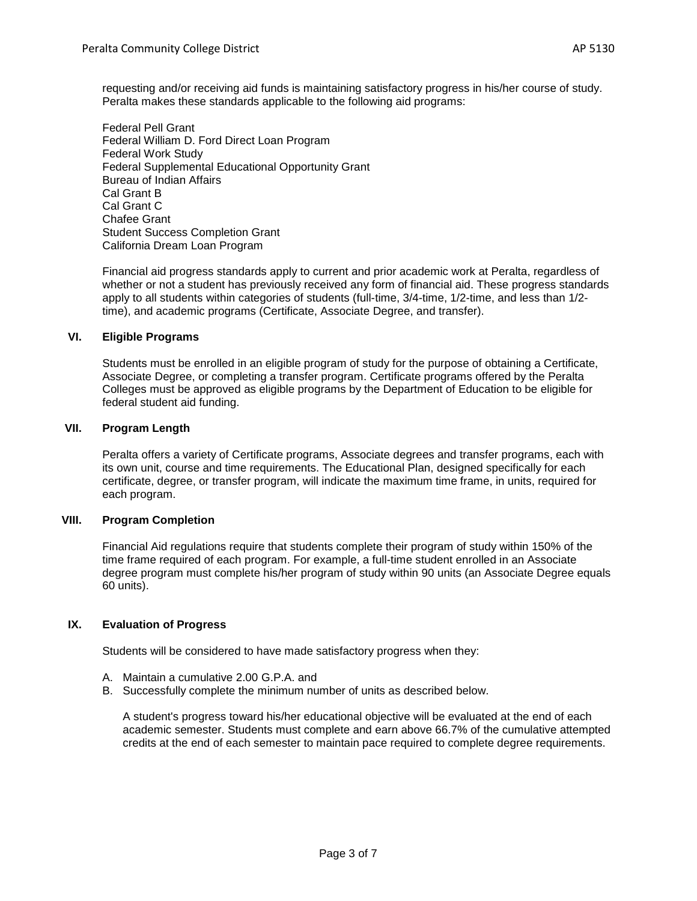requesting and/or receiving aid funds is maintaining satisfactory progress in his/her course of study. Peralta makes these standards applicable to the following aid programs:

Federal Pell Grant
Federal William D. Ford Direct Loan Program
Federal Work Study
Federal Supplemental Educational Opportunity Grant
Bureau of Indian Affairs
Cal Grant B
Cal Grant C
Chafee Grant
Student Success Completion Grant
California Dream Loan Program

Financial aid progress standards apply to current and prior academic work at Peralta, regardless of whether or not a student has previously received any form of financial aid. These progress standards apply to all students within categories of students (full-time, 3/4-time, 1/2-time, and less than 1/2-time), and academic programs (Certificate, Associate Degree, and transfer).

## VI. Eligible Programs

Students must be enrolled in an eligible program of study for the purpose of obtaining a Certificate, Associate Degree, or completing a transfer program. Certificate programs offered by the Peralta Colleges must be approved as eligible programs by the Department of Education to be eligible for federal student aid funding.

## VII. Program Length

Peralta offers a variety of Certificate programs, Associate degrees and transfer programs, each with its own unit, course and time requirements. The Educational Plan, designed specifically for each certificate, degree, or transfer program, will indicate the maximum time frame, in units, required for each program.

## VIII. Program Completion

Financial Aid regulations require that students complete their program of study within 150% of the time frame required of each program. For example, a full-time student enrolled in an Associate degree program must complete his/her program of study within 90 units (an Associate Degree equals 60 units).

## IX. Evaluation of Progress

Students will be considered to have made satisfactory progress when they:

A. Maintain a cumulative 2.00 G.P.A. and
B. Successfully complete the minimum number of units as described below.

   A student's progress toward his/her educational objective will be evaluated at the end of each academic semester. Students must complete and earn above 66.7% of the cumulative attempted credits at the end of each semester to maintain pace required to complete degree requirements.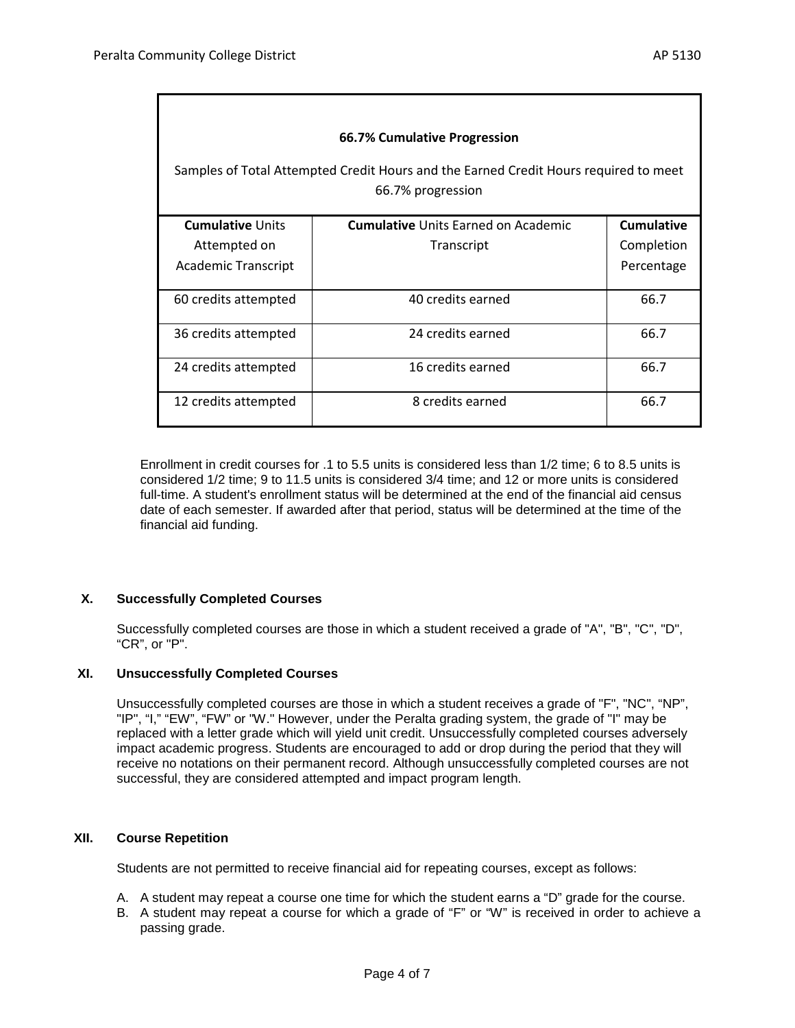| **66.7% Cumulative Progression**<br>Samples of Total Attempted Credit Hours and the Earned Credit Hours required to meet 66.7% progression | | |
|---|---|---|
| **Cumulative** Units Attempted on Academic Transcript | **Cumulative** Units Earned on Academic Transcript | **Cumulative** Completion Percentage |
| 60 credits attempted | 40 credits earned | 66.7 |
| 36 credits attempted | 24 credits earned | 66.7 |
| 24 credits attempted | 16 credits earned | 66.7 |
| 12 credits attempted | 8 credits earned | 66.7 |

Enrollment in credit courses for .1 to 5.5 units is considered less than 1/2 time; 6 to 8.5 units is considered 1/2 time; 9 to 11.5 units is considered 3/4 time; and 12 or more units is considered full-time. A student's enrollment status will be determined at the end of the financial aid census date of each semester. If awarded after that period, status will be determined at the time of the financial aid funding.

## X. Successfully Completed Courses

Successfully completed courses are those in which a student received a grade of "A", "B", "C", "D", "CR", or "P".

## XI. Unsuccessfully Completed Courses

Unsuccessfully completed courses are those in which a student receives a grade of "F", "NC", "NP", "IP", "I," "EW", "FW" or "W." However, under the Peralta grading system, the grade of "I" may be replaced with a letter grade which will yield unit credit. Unsuccessfully completed courses adversely impact academic progress. Students are encouraged to add or drop during the period that they will receive no notations on their permanent record. Although unsuccessfully completed courses are not successful, they are considered attempted and impact program length.

## XII. Course Repetition

Students are not permitted to receive financial aid for repeating courses, except as follows:

A. A student may repeat a course one time for which the student earns a "D" grade for the course.
B. A student may repeat a course for which a grade of "F" or "W" is received in order to achieve a passing grade.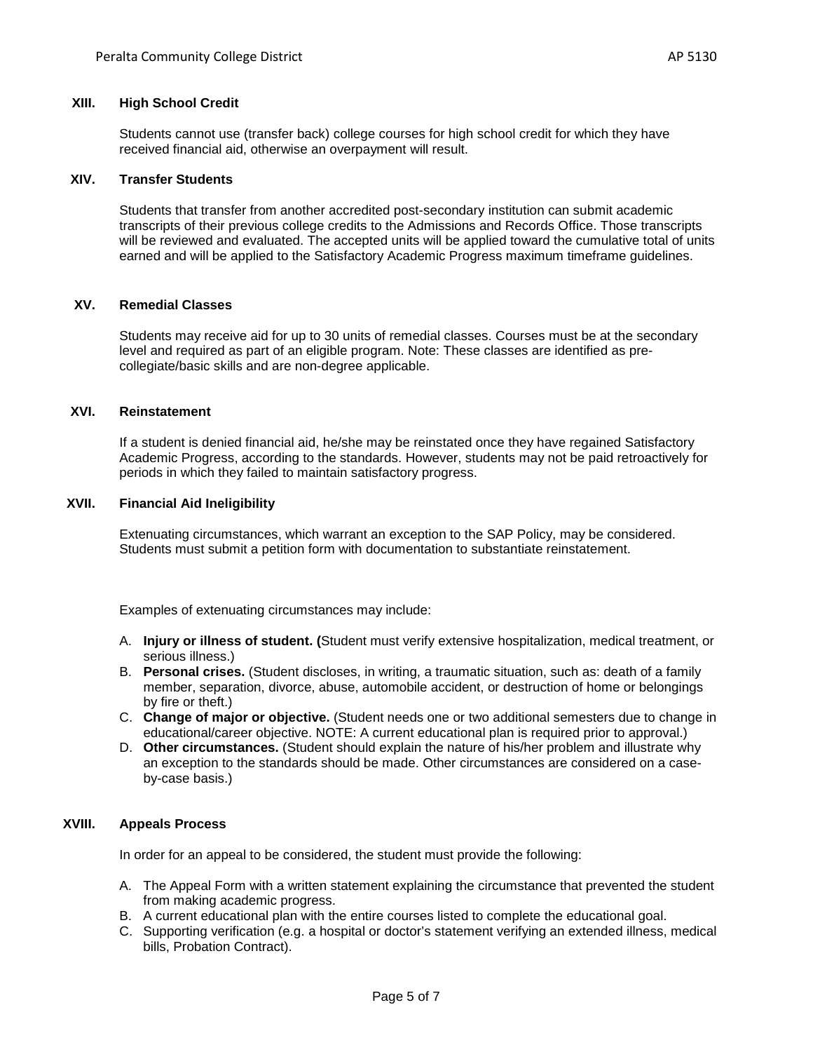## XIII. High School Credit

Students cannot use (transfer back) college courses for high school credit for which they have received financial aid, otherwise an overpayment will result.

## XIV. Transfer Students

Students that transfer from another accredited post-secondary institution can submit academic transcripts of their previous college credits to the Admissions and Records Office. Those transcripts will be reviewed and evaluated. The accepted units will be applied toward the cumulative total of units earned and will be applied to the Satisfactory Academic Progress maximum timeframe guidelines.

## XV. Remedial Classes

Students may receive aid for up to 30 units of remedial classes. Courses must be at the secondary level and required as part of an eligible program. Note: These classes are identified as pre-collegiate/basic skills and are non-degree applicable.

## XVI. Reinstatement

If a student is denied financial aid, he/she may be reinstated once they have regained Satisfactory Academic Progress, according to the standards. However, students may not be paid retroactively for periods in which they failed to maintain satisfactory progress.

## XVII. Financial Aid Ineligibility

Extenuating circumstances, which warrant an exception to the SAP Policy, may be considered. Students must submit a petition form with documentation to substantiate reinstatement.

Examples of extenuating circumstances may include:

A. **Injury or illness of student. (**Student must verify extensive hospitalization, medical treatment, or serious illness.)
B. **Personal crises.** (Student discloses, in writing, a traumatic situation, such as: death of a family member, separation, divorce, abuse, automobile accident, or destruction of home or belongings by fire or theft.)
C. **Change of major or objective.** (Student needs one or two additional semesters due to change in educational/career objective. NOTE: A current educational plan is required prior to approval.)
D. **Other circumstances.** (Student should explain the nature of his/her problem and illustrate why an exception to the standards should be made. Other circumstances are considered on a case-by-case basis.)

## XVIII. Appeals Process

In order for an appeal to be considered, the student must provide the following:

A. The Appeal Form with a written statement explaining the circumstance that prevented the student from making academic progress.
B. A current educational plan with the entire courses listed to complete the educational goal.
C. Supporting verification (e.g. a hospital or doctor's statement verifying an extended illness, medical bills, Probation Contract).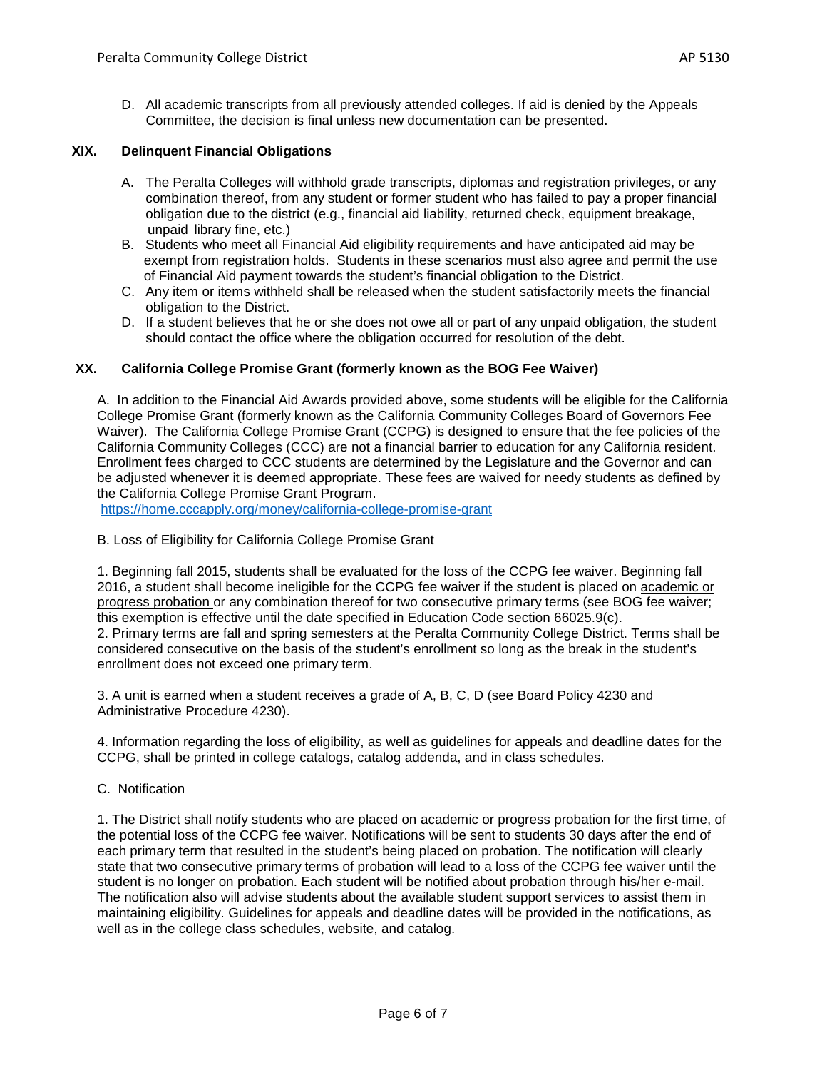D. All academic transcripts from all previously attended colleges. If aid is denied by the Appeals Committee, the decision is final unless new documentation can be presented.

## XIX. Delinquent Financial Obligations

A. The Peralta Colleges will withhold grade transcripts, diplomas and registration privileges, or any combination thereof, from any student or former student who has failed to pay a proper financial obligation due to the district (e.g., financial aid liability, returned check, equipment breakage, unpaid library fine, etc.)

B. Students who meet all Financial Aid eligibility requirements and have anticipated aid may be exempt from registration holds. Students in these scenarios must also agree and permit the use of Financial Aid payment towards the student's financial obligation to the District.

C. Any item or items withheld shall be released when the student satisfactorily meets the financial obligation to the District.

D. If a student believes that he or she does not owe all or part of any unpaid obligation, the student should contact the office where the obligation occurred for resolution of the debt.

## XX. California College Promise Grant (formerly known as the BOG Fee Waiver)

A. In addition to the Financial Aid Awards provided above, some students will be eligible for the California College Promise Grant (formerly known as the California Community Colleges Board of Governors Fee Waiver). The California College Promise Grant (CCPG) is designed to ensure that the fee policies of the California Community Colleges (CCC) are not a financial barrier to education for any California resident. Enrollment fees charged to CCC students are determined by the Legislature and the Governor and can be adjusted whenever it is deemed appropriate. These fees are waived for needy students as defined by the California College Promise Grant Program.
https://home.cccapply.org/money/california-college-promise-grant

B. Loss of Eligibility for California College Promise Grant

1. Beginning fall 2015, students shall be evaluated for the loss of the CCPG fee waiver. Beginning fall 2016, a student shall become ineligible for the CCPG fee waiver if the student is placed on academic or progress probation or any combination thereof for two consecutive primary terms (see BOG fee waiver; this exemption is effective until the date specified in Education Code section 66025.9(c).

2. Primary terms are fall and spring semesters at the Peralta Community College District. Terms shall be considered consecutive on the basis of the student's enrollment so long as the break in the student's enrollment does not exceed one primary term.

3. A unit is earned when a student receives a grade of A, B, C, D (see Board Policy 4230 and Administrative Procedure 4230).

4. Information regarding the loss of eligibility, as well as guidelines for appeals and deadline dates for the CCPG, shall be printed in college catalogs, catalog addenda, and in class schedules.

C. Notification

1. The District shall notify students who are placed on academic or progress probation for the first time, of the potential loss of the CCPG fee waiver. Notifications will be sent to students 30 days after the end of each primary term that resulted in the student's being placed on probation. The notification will clearly state that two consecutive primary terms of probation will lead to a loss of the CCPG fee waiver until the student is no longer on probation. Each student will be notified about probation through his/her e-mail. The notification also will advise students about the available student support services to assist them in maintaining eligibility. Guidelines for appeals and deadline dates will be provided in the notifications, as well as in the college class schedules, website, and catalog.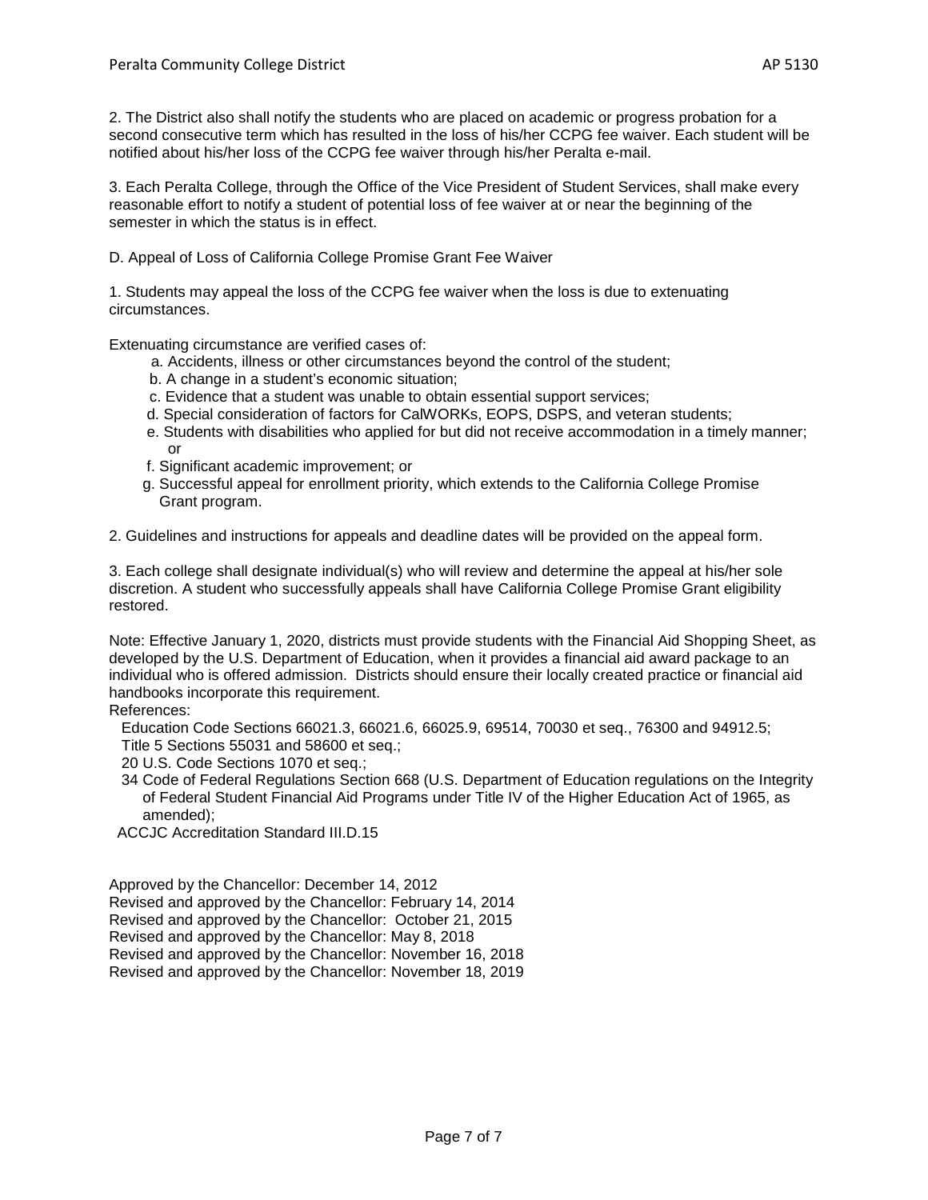2. The District also shall notify the students who are placed on academic or progress probation for a second consecutive term which has resulted in the loss of his/her CCPG fee waiver. Each student will be notified about his/her loss of the CCPG fee waiver through his/her Peralta e-mail.

3. Each Peralta College, through the Office of the Vice President of Student Services, shall make every reasonable effort to notify a student of potential loss of fee waiver at or near the beginning of the semester in which the status is in effect.

D. Appeal of Loss of California College Promise Grant Fee Waiver

1. Students may appeal the loss of the CCPG fee waiver when the loss is due to extenuating circumstances.

Extenuating circumstance are verified cases of:

a. Accidents, illness or other circumstances beyond the control of the student;
b. A change in a student's economic situation;
c. Evidence that a student was unable to obtain essential support services;
d. Special consideration of factors for CalWORKs, EOPS, DSPS, and veteran students;
e. Students with disabilities who applied for but did not receive accommodation in a timely manner; or
f. Significant academic improvement; or
g. Successful appeal for enrollment priority, which extends to the California College Promise Grant program.

2. Guidelines and instructions for appeals and deadline dates will be provided on the appeal form.

3. Each college shall designate individual(s) who will review and determine the appeal at his/her sole discretion. A student who successfully appeals shall have California College Promise Grant eligibility restored.

Note: Effective January 1, 2020, districts must provide students with the Financial Aid Shopping Sheet, as developed by the U.S. Department of Education, when it provides a financial aid award package to an individual who is offered admission. Districts should ensure their locally created practice or financial aid handbooks incorporate this requirement.

References:

Education Code Sections 66021.3, 66021.6, 66025.9, 69514, 70030 et seq., 76300 and 94912.5;
Title 5 Sections 55031 and 58600 et seq.;
20 U.S. Code Sections 1070 et seq.;
34 Code of Federal Regulations Section 668 (U.S. Department of Education regulations on the Integrity of Federal Student Financial Aid Programs under Title IV of the Higher Education Act of 1965, as amended);
ACCJC Accreditation Standard III.D.15

Approved by the Chancellor: December 14, 2012
Revised and approved by the Chancellor: February 14, 2014
Revised and approved by the Chancellor: October 21, 2015
Revised and approved by the Chancellor: May 8, 2018
Revised and approved by the Chancellor: November 16, 2018
Revised and approved by the Chancellor: November 18, 2019